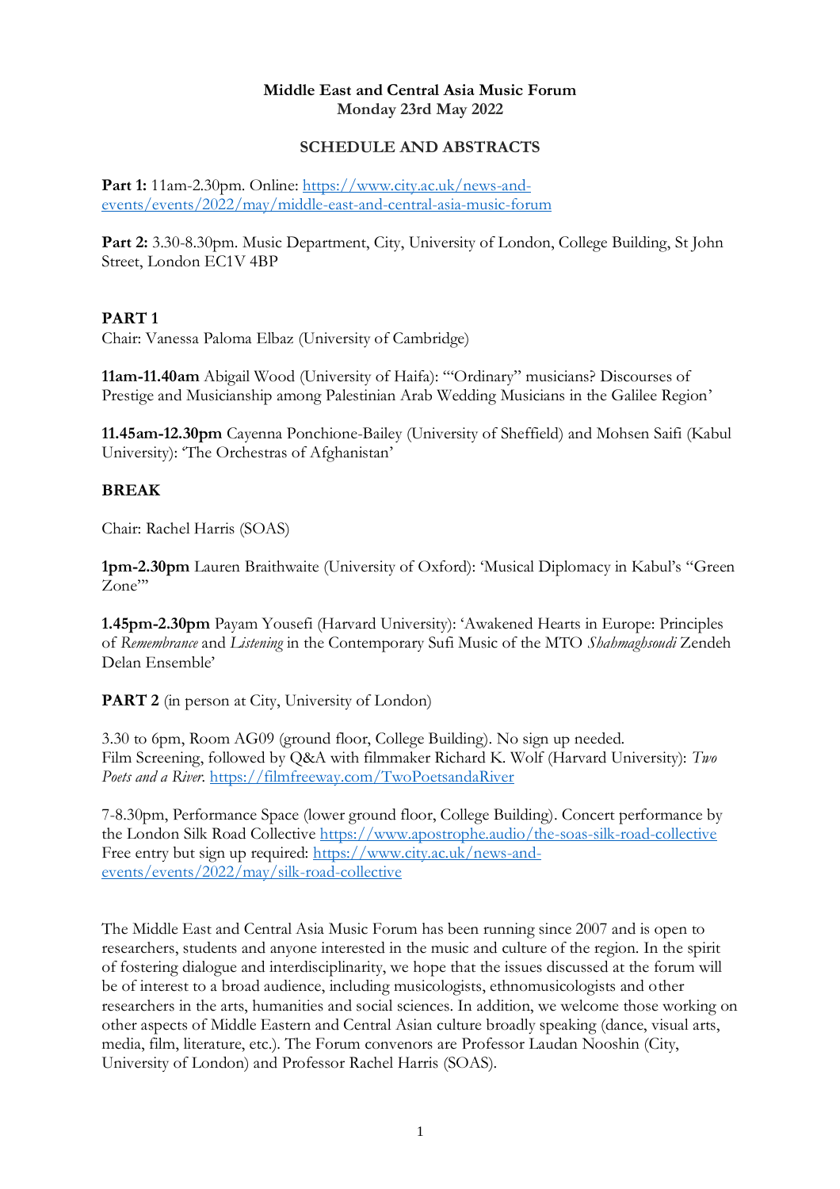**Middle East and Central Asia Music Forum**
**Monday 23rd May 2022**

**SCHEDULE AND ABSTRACTS**

**Part 1:** 11am-2.30pm. Online: [https://www.city.ac.uk/news-and-events/events/2022/may/middle-east-and-central-asia-music-forum](https://www.city.ac.uk/news-and-events/events/2022/may/middle-east-and-central-asia-music-forum)

**Part 2:** 3.30-8.30pm. Music Department, City, University of London, College Building, St John Street, London EC1V 4BP

**PART 1**

Chair: Vanessa Paloma Elbaz (University of Cambridge)

**11am-11.40am** Abigail Wood (University of Haifa): '"Ordinary" musicians? Discourses of Prestige and Musicianship among Palestinian Arab Wedding Musicians in the Galilee Region'

**11.45am-12.30pm** Cayenna Ponchione-Bailey (University of Sheffield) and Mohsen Saifi (Kabul University): 'The Orchestras of Afghanistan'

**BREAK**

Chair: Rachel Harris (SOAS)

**1pm-2.30pm** Lauren Braithwaite (University of Oxford): 'Musical Diplomacy in Kabul's "Green Zone"'

**1.45pm-2.30pm** Payam Yousefi (Harvard University): 'Awakened Hearts in Europe: Principles of *Remembrance* and *Listening* in the Contemporary Sufi Music of the MTO *Shahmaghsoudi* Zendeh Delan Ensemble'

**PART 2** (in person at City, University of London)

3.30 to 6pm, Room AG09 (ground floor, College Building). No sign up needed.
Film Screening, followed by Q&A with filmmaker Richard K. Wolf (Harvard University): *Two Poets and a River*. [https://filmfreeway.com/TwoPoetsandaRiver](https://filmfreeway.com/TwoPoetsandaRiver)

7-8.30pm, Performance Space (lower ground floor, College Building). Concert performance by the London Silk Road Collective [https://www.apostrophe.audio/the-soas-silk-road-collective](https://www.apostrophe.audio/the-soas-silk-road-collective)
Free entry but sign up required: [https://www.city.ac.uk/news-and-events/events/2022/may/silk-road-collective](https://www.city.ac.uk/news-and-events/events/2022/may/silk-road-collective)

The Middle East and Central Asia Music Forum has been running since 2007 and is open to researchers, students and anyone interested in the music and culture of the region. In the spirit of fostering dialogue and interdisciplinarity, we hope that the issues discussed at the forum will be of interest to a broad audience, including musicologists, ethnomusicologists and other researchers in the arts, humanities and social sciences. In addition, we welcome those working on other aspects of Middle Eastern and Central Asian culture broadly speaking (dance, visual arts, media, film, literature, etc.). The Forum convenors are Professor Laudan Nooshin (City, University of London) and Professor Rachel Harris (SOAS).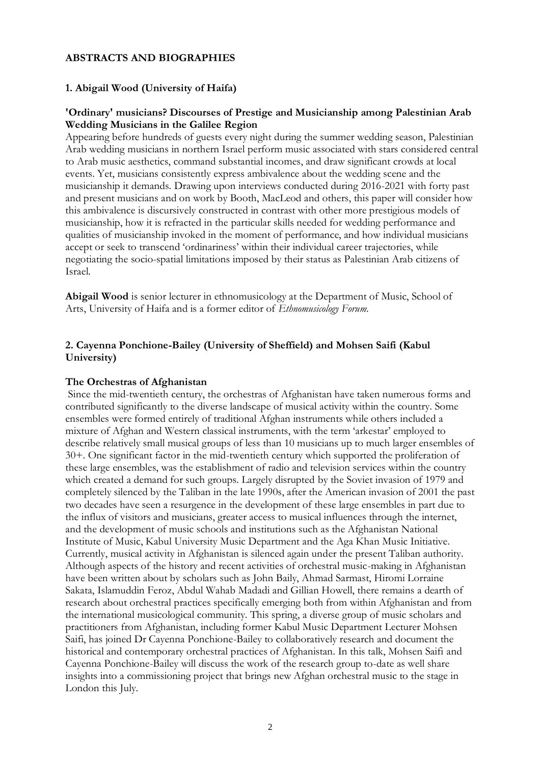## ABSTRACTS AND BIOGRAPHIES

### 1. Abigail Wood (University of Haifa)

**'Ordinary' musicians? Discourses of Prestige and Musicianship among Palestinian Arab Wedding Musicians in the Galilee Region**

Appearing before hundreds of guests every night during the summer wedding season, Palestinian Arab wedding musicians in northern Israel perform music associated with stars considered central to Arab music aesthetics, command substantial incomes, and draw significant crowds at local events. Yet, musicians consistently express ambivalence about the wedding scene and the musicianship it demands. Drawing upon interviews conducted during 2016-2021 with forty past and present musicians and on work by Booth, MacLeod and others, this paper will consider how this ambivalence is discursively constructed in contrast with other more prestigious models of musicianship, how it is refracted in the particular skills needed for wedding performance and qualities of musicianship invoked in the moment of performance, and how individual musicians accept or seek to transcend 'ordinariness' within their individual career trajectories, while negotiating the socio-spatial limitations imposed by their status as Palestinian Arab citizens of Israel.

**Abigail Wood** is senior lecturer in ethnomusicology at the Department of Music, School of Arts, University of Haifa and is a former editor of *Ethnomusicology Forum.*

### 2. Cayenna Ponchione-Bailey (University of Sheffield) and Mohsen Saifi (Kabul University)

**The Orchestras of Afghanistan**

Since the mid-twentieth century, the orchestras of Afghanistan have taken numerous forms and contributed significantly to the diverse landscape of musical activity within the country. Some ensembles were formed entirely of traditional Afghan instruments while others included a mixture of Afghan and Western classical instruments, with the term 'arkestar' employed to describe relatively small musical groups of less than 10 musicians up to much larger ensembles of 30+. One significant factor in the mid-twentieth century which supported the proliferation of these large ensembles, was the establishment of radio and television services within the country which created a demand for such groups. Largely disrupted by the Soviet invasion of 1979 and completely silenced by the Taliban in the late 1990s, after the American invasion of 2001 the past two decades have seen a resurgence in the development of these large ensembles in part due to the influx of visitors and musicians, greater access to musical influences through the internet, and the development of music schools and institutions such as the Afghanistan National Institute of Music, Kabul University Music Department and the Aga Khan Music Initiative. Currently, musical activity in Afghanistan is silenced again under the present Taliban authority. Although aspects of the history and recent activities of orchestral music-making in Afghanistan have been written about by scholars such as John Baily, Ahmad Sarmast, Hiromi Lorraine Sakata, Islamuddin Feroz, Abdul Wahab Madadi and Gillian Howell, there remains a dearth of research about orchestral practices specifically emerging both from within Afghanistan and from the international musicological community. This spring, a diverse group of music scholars and practitioners from Afghanistan, including former Kabul Music Department Lecturer Mohsen Saifi, has joined Dr Cayenna Ponchione-Bailey to collaboratively research and document the historical and contemporary orchestral practices of Afghanistan. In this talk, Mohsen Saifi and Cayenna Ponchione-Bailey will discuss the work of the research group to-date as well share insights into a commissioning project that brings new Afghan orchestral music to the stage in London this July.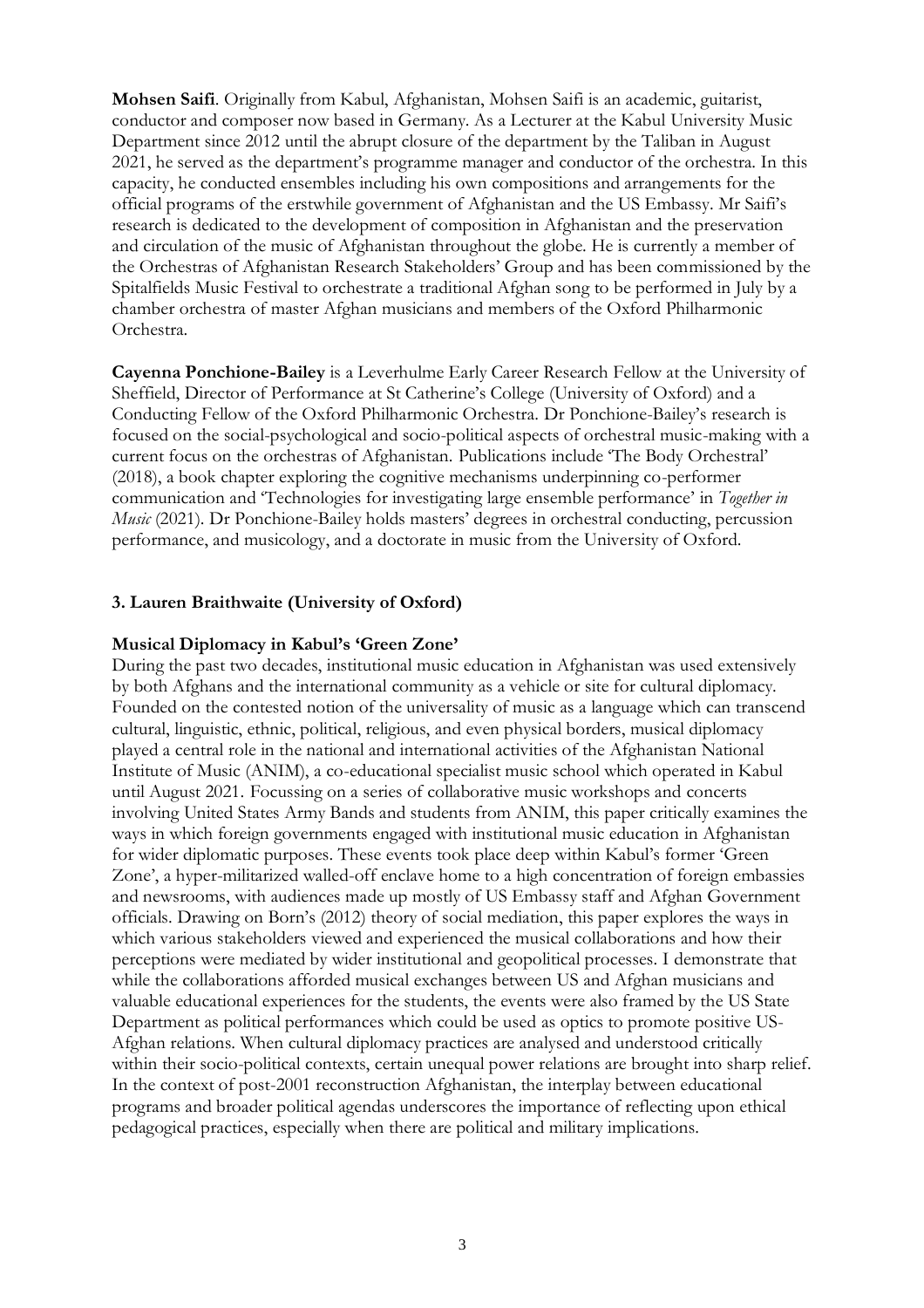**Mohsen Saifi**. Originally from Kabul, Afghanistan, Mohsen Saifi is an academic, guitarist, conductor and composer now based in Germany. As a Lecturer at the Kabul University Music Department since 2012 until the abrupt closure of the department by the Taliban in August 2021, he served as the department's programme manager and conductor of the orchestra. In this capacity, he conducted ensembles including his own compositions and arrangements for the official programs of the erstwhile government of Afghanistan and the US Embassy. Mr Saifi's research is dedicated to the development of composition in Afghanistan and the preservation and circulation of the music of Afghanistan throughout the globe. He is currently a member of the Orchestras of Afghanistan Research Stakeholders' Group and has been commissioned by the Spitalfields Music Festival to orchestrate a traditional Afghan song to be performed in July by a chamber orchestra of master Afghan musicians and members of the Oxford Philharmonic Orchestra.

**Cayenna Ponchione-Bailey** is a Leverhulme Early Career Research Fellow at the University of Sheffield, Director of Performance at St Catherine's College (University of Oxford) and a Conducting Fellow of the Oxford Philharmonic Orchestra. Dr Ponchione-Bailey's research is focused on the social-psychological and socio-political aspects of orchestral music-making with a current focus on the orchestras of Afghanistan. Publications include 'The Body Orchestral' (2018), a book chapter exploring the cognitive mechanisms underpinning co-performer communication and 'Technologies for investigating large ensemble performance' in *Together in Music* (2021). Dr Ponchione-Bailey holds masters' degrees in orchestral conducting, percussion performance, and musicology, and a doctorate in music from the University of Oxford.

### 3. Lauren Braithwaite (University of Oxford)

**Musical Diplomacy in Kabul's 'Green Zone'**

During the past two decades, institutional music education in Afghanistan was used extensively by both Afghans and the international community as a vehicle or site for cultural diplomacy. Founded on the contested notion of the universality of music as a language which can transcend cultural, linguistic, ethnic, political, religious, and even physical borders, musical diplomacy played a central role in the national and international activities of the Afghanistan National Institute of Music (ANIM), a co-educational specialist music school which operated in Kabul until August 2021. Focussing on a series of collaborative music workshops and concerts involving United States Army Bands and students from ANIM, this paper critically examines the ways in which foreign governments engaged with institutional music education in Afghanistan for wider diplomatic purposes. These events took place deep within Kabul's former 'Green Zone', a hyper-militarized walled-off enclave home to a high concentration of foreign embassies and newsrooms, with audiences made up mostly of US Embassy staff and Afghan Government officials. Drawing on Born's (2012) theory of social mediation, this paper explores the ways in which various stakeholders viewed and experienced the musical collaborations and how their perceptions were mediated by wider institutional and geopolitical processes. I demonstrate that while the collaborations afforded musical exchanges between US and Afghan musicians and valuable educational experiences for the students, the events were also framed by the US State Department as political performances which could be used as optics to promote positive US-Afghan relations. When cultural diplomacy practices are analysed and understood critically within their socio-political contexts, certain unequal power relations are brought into sharp relief. In the context of post-2001 reconstruction Afghanistan, the interplay between educational programs and broader political agendas underscores the importance of reflecting upon ethical pedagogical practices, especially when there are political and military implications.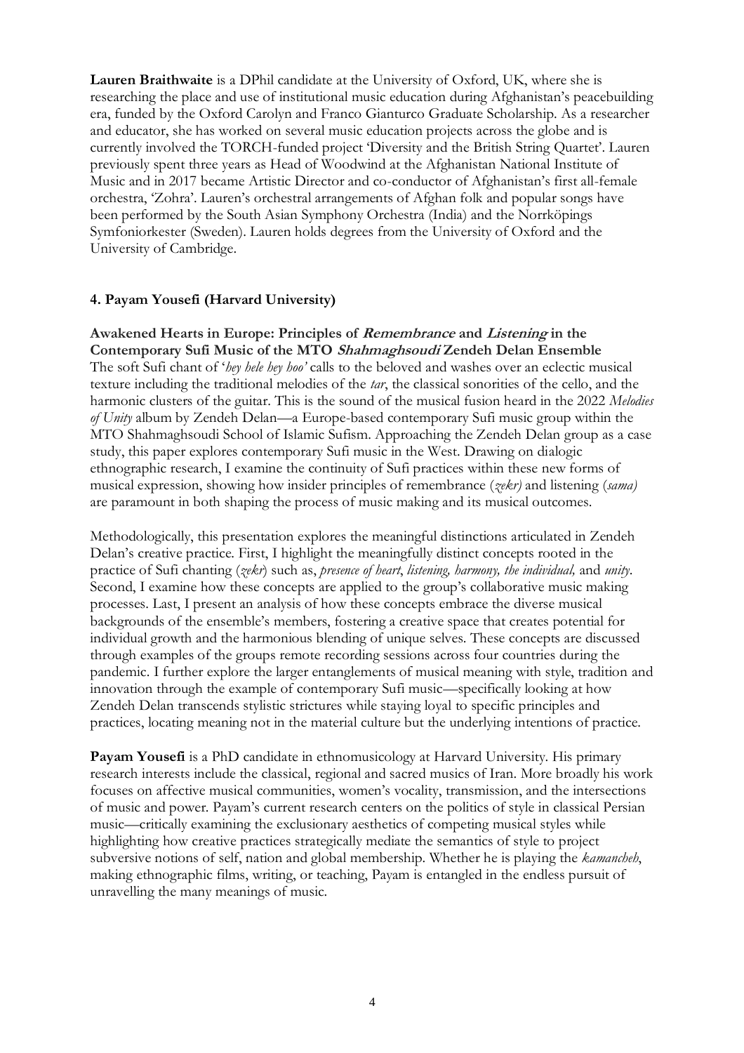**Lauren Braithwaite** is a DPhil candidate at the University of Oxford, UK, where she is researching the place and use of institutional music education during Afghanistan's peacebuilding era, funded by the Oxford Carolyn and Franco Gianturco Graduate Scholarship. As a researcher and educator, she has worked on several music education projects across the globe and is currently involved the TORCH-funded project 'Diversity and the British String Quartet'. Lauren previously spent three years as Head of Woodwind at the Afghanistan National Institute of Music and in 2017 became Artistic Director and co-conductor of Afghanistan's first all-female orchestra, 'Zohra'. Lauren's orchestral arrangements of Afghan folk and popular songs have been performed by the South Asian Symphony Orchestra (India) and the Norrköpings Symfoniorkester (Sweden). Lauren holds degrees from the University of Oxford and the University of Cambridge.

#### 4. Payam Yousefi (Harvard University)

**Awakened Hearts in Europe: Principles of *Remembrance* and *Listening* in the Contemporary Sufi Music of the MTO *Shahmaghsoudi* Zendeh Delan Ensemble**

The soft Sufi chant of '*hey hele hey hoo'* calls to the beloved and washes over an eclectic musical texture including the traditional melodies of the *tar*, the classical sonorities of the cello, and the harmonic clusters of the guitar. This is the sound of the musical fusion heard in the 2022 *Melodies of Unity* album by Zendeh Delan—a Europe-based contemporary Sufi music group within the MTO Shahmaghsoudi School of Islamic Sufism. Approaching the Zendeh Delan group as a case study, this paper explores contemporary Sufi music in the West. Drawing on dialogic ethnographic research, I examine the continuity of Sufi practices within these new forms of musical expression, showing how insider principles of remembrance (*zekr)* and listening (*sama)* are paramount in both shaping the process of music making and its musical outcomes.

Methodologically, this presentation explores the meaningful distinctions articulated in Zendeh Delan's creative practice. First, I highlight the meaningfully distinct concepts rooted in the practice of Sufi chanting (*zekr*) such as, *presence of heart*, *listening, harmony, the individual,* and *unity*. Second, I examine how these concepts are applied to the group's collaborative music making processes. Last, I present an analysis of how these concepts embrace the diverse musical backgrounds of the ensemble's members, fostering a creative space that creates potential for individual growth and the harmonious blending of unique selves. These concepts are discussed through examples of the groups remote recording sessions across four countries during the pandemic. I further explore the larger entanglements of musical meaning with style, tradition and innovation through the example of contemporary Sufi music—specifically looking at how Zendeh Delan transcends stylistic strictures while staying loyal to specific principles and practices, locating meaning not in the material culture but the underlying intentions of practice.

**Payam Yousefi** is a PhD candidate in ethnomusicology at Harvard University. His primary research interests include the classical, regional and sacred musics of Iran. More broadly his work focuses on affective musical communities, women's vocality, transmission, and the intersections of music and power. Payam's current research centers on the politics of style in classical Persian music—critically examining the exclusionary aesthetics of competing musical styles while highlighting how creative practices strategically mediate the semantics of style to project subversive notions of self, nation and global membership. Whether he is playing the *kamancheh*, making ethnographic films, writing, or teaching, Payam is entangled in the endless pursuit of unravelling the many meanings of music.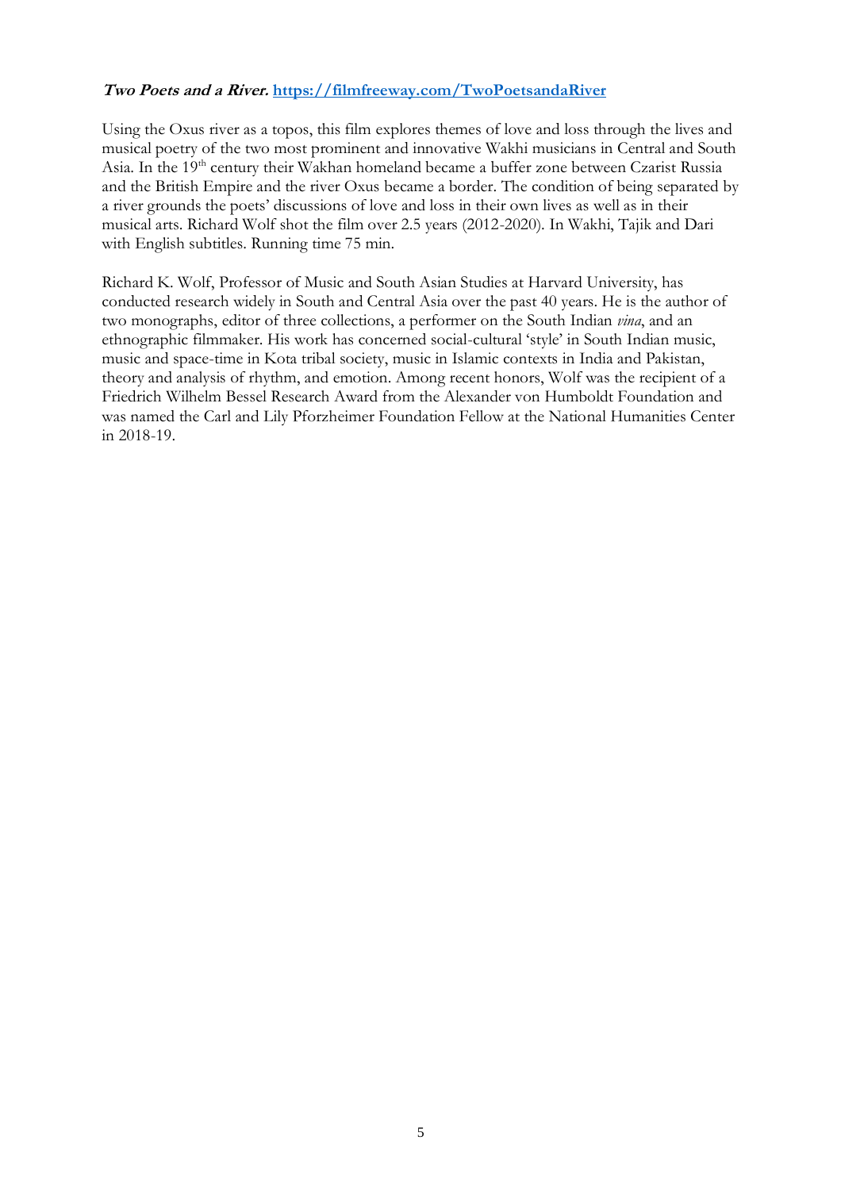***Two Poets and a River.*** **[https://filmfreeway.com/TwoPoetsandaRiver](https://filmfreeway.com/TwoPoetsandaRiver)**

Using the Oxus river as a topos, this film explores themes of love and loss through the lives and musical poetry of the two most prominent and innovative Wakhi musicians in Central and South Asia. In the 19th century their Wakhan homeland became a buffer zone between Czarist Russia and the British Empire and the river Oxus became a border. The condition of being separated by a river grounds the poets' discussions of love and loss in their own lives as well as in their musical arts. Richard Wolf shot the film over 2.5 years (2012-2020). In Wakhi, Tajik and Dari with English subtitles. Running time 75 min.

Richard K. Wolf, Professor of Music and South Asian Studies at Harvard University, has conducted research widely in South and Central Asia over the past 40 years. He is the author of two monographs, editor of three collections, a performer on the South Indian *vina*, and an ethnographic filmmaker. His work has concerned social-cultural 'style' in South Indian music, music and space-time in Kota tribal society, music in Islamic contexts in India and Pakistan, theory and analysis of rhythm, and emotion. Among recent honors, Wolf was the recipient of a Friedrich Wilhelm Bessel Research Award from the Alexander von Humboldt Foundation and was named the Carl and Lily Pforzheimer Foundation Fellow at the National Humanities Center in 2018-19.